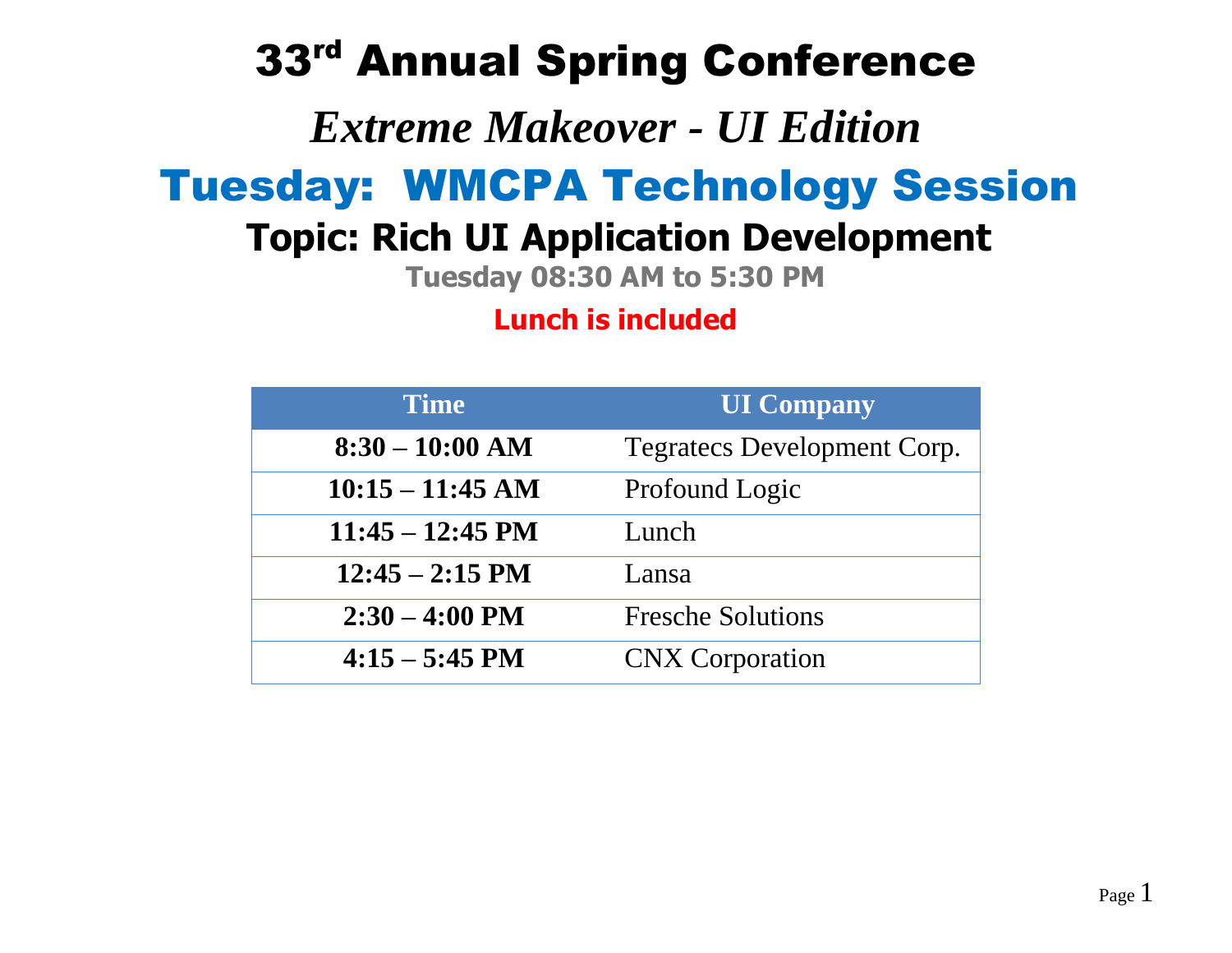# 33rd Annual Spring Conference

## *Extreme Makeover - UI Edition*

## Tuesday: WMCPA Technology Session

### Topic: Rich UI Application Development

**Tuesday 08:30 AM to 5:30 PM**

**Lunch is included**

| Time | UI Company |
|---|---|
| **8:30 – 10:00 AM** | Tegratecs Development Corp. |
| **10:15 – 11:45 AM** | Profound Logic |
| **11:45 – 12:45 PM** | Lunch |
| **12:45 – 2:15 PM** | Lansa |
| **2:30 – 4:00 PM** | Fresche Solutions |
| **4:15 – 5:45 PM** | CNX Corporation |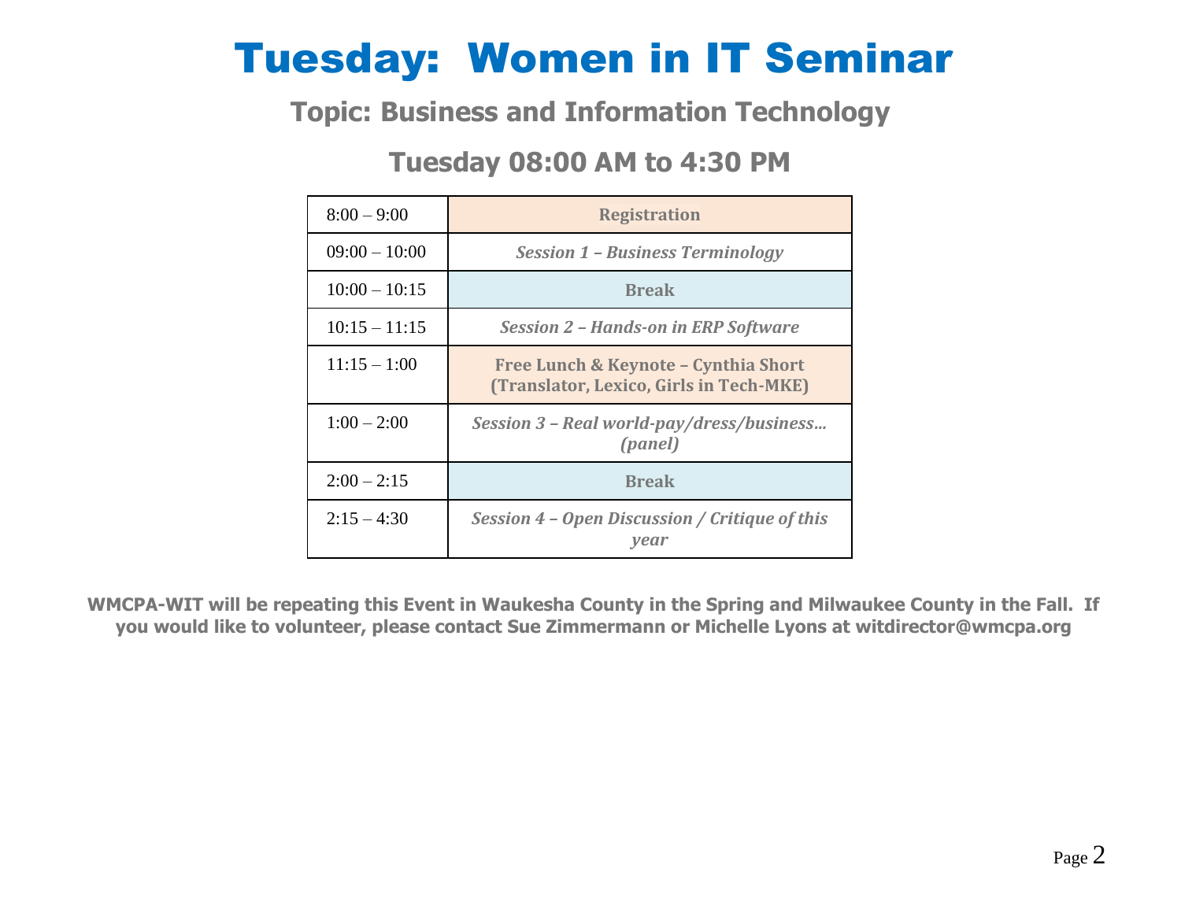# Tuesday: Women in IT Seminar

## Topic: Business and Information Technology

## Tuesday 08:00 AM to 4:30 PM

| | |
|---|---|
| 8:00 – 9:00 | **Registration** |
| 09:00 – 10:00 | ***Session 1 – Business Terminology*** |
| 10:00 – 10:15 | **Break** |
| 10:15 – 11:15 | ***Session 2 – Hands-on in ERP Software*** |
| 11:15 – 1:00 | **Free Lunch & Keynote – Cynthia Short (Translator, Lexico, Girls in Tech-MKE)** |
| 1:00 – 2:00 | ***Session 3 – Real world-pay/dress/business… (panel)*** |
| 2:00 – 2:15 | **Break** |
| 2:15 – 4:30 | ***Session 4 – Open Discussion / Critique of this year*** |

**WMCPA-WIT will be repeating this Event in Waukesha County in the Spring and Milwaukee County in the Fall. If you would like to volunteer, please contact Sue Zimmermann or Michelle Lyons at witdirector@wmcpa.org**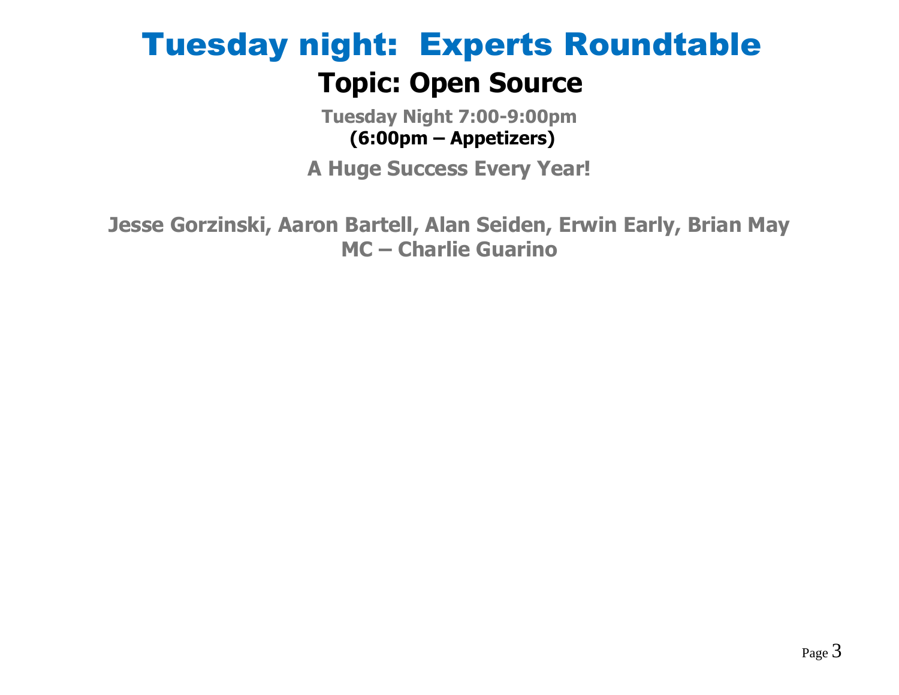# Tuesday night: Experts Roundtable

## Topic: Open Source

**Tuesday Night 7:00-9:00pm**
**(6:00pm – Appetizers)**

**A Huge Success Every Year!**

**Jesse Gorzinski, Aaron Bartell, Alan Seiden, Erwin Early, Brian May**
**MC – Charlie Guarino**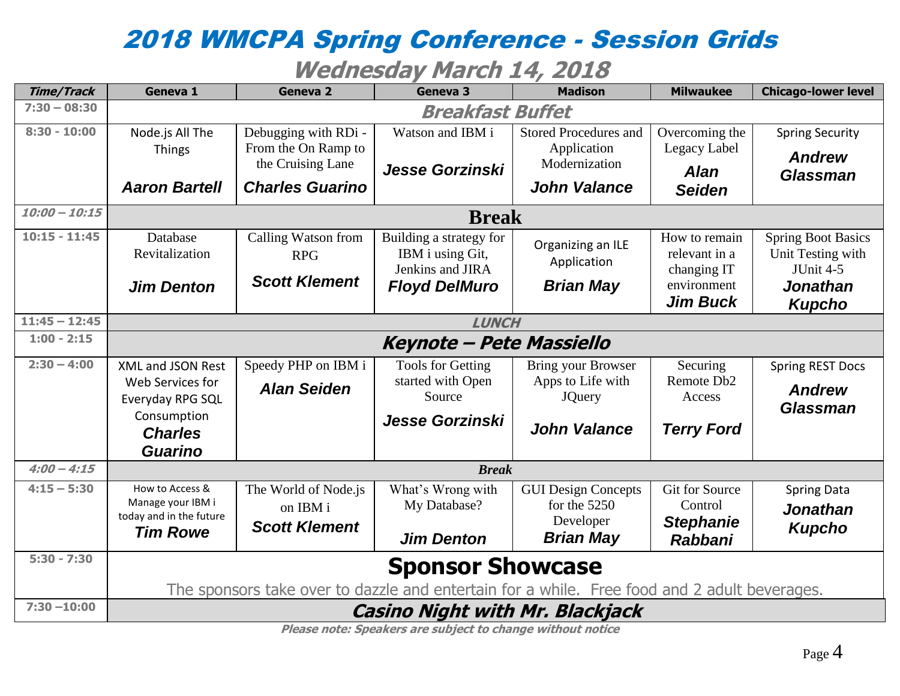# 2018 WMCPA Spring Conference - Session Grids

## Wednesday March 14, 2018

| Time/Track | Geneva 1 | Geneva 2 | Geneva 3 | Madison | Milwaukee | Chicago-lower level |
|---|---|---|---|---|---|---|
| 7:30 – 08:30 | **Breakfast Buffet** | | | | | |
| 8:30 - 10:00 | Node.js All The Things **Aaron Bartell** | Debugging with RDi - From the On Ramp to the Cruising Lane **Charles Guarino** | Watson and IBM i **Jesse Gorzinski** | Stored Procedures and Application Modernization **John Valance** | Overcoming the Legacy Label **Alan Seiden** | Spring Security **Andrew Glassman** |
| 10:00 – 10:15 | **Break** | | | | | |
| 10:15 - 11:45 | Database Revitalization **Jim Denton** | Calling Watson from RPG **Scott Klement** | Building a strategy for IBM i using Git, Jenkins and JIRA **Floyd DelMuro** | Organizing an ILE Application **Brian May** | How to remain relevant in a changing IT environment **Jim Buck** | Spring Boot Basics Unit Testing with JUnit 4-5 **Jonathan Kupcho** |
| 11:45 – 12:45 | **LUNCH** | | | | | |
| 1:00 - 2:15 | **Keynote – Pete Massiello** | | | | | |
| 2:30 – 4:00 | XML and JSON Rest Web Services for Everyday RPG SQL Consumption **Charles Guarino** | Speedy PHP on IBM i **Alan Seiden** | Tools for Getting started with Open Source **Jesse Gorzinski** | Bring your Browser Apps to Life with JQuery **John Valance** | Securing Remote Db2 Access **Terry Ford** | Spring REST Docs **Andrew Glassman** |
| 4:00 – 4:15 | **Break** | | | | | |
| 4:15 – 5:30 | How to Access & Manage your IBM i today and in the future **Tim Rowe** | The World of Node.js on IBM i **Scott Klement** | What's Wrong with My Database? **Jim Denton** | GUI Design Concepts for the 5250 Developer **Brian May** | Git for Source Control **Stephanie Rabbani** | Spring Data **Jonathan Kupcho** |
| 5:30 - 7:30 | **Sponsor Showcase** The sponsors take over to dazzle and entertain for a while. Free food and 2 adult beverages. | | | | | |
| 7:30 –10:00 | **Casino Night with Mr. Blackjack** | | | | | |

**Please note: Speakers are subject to change without notice**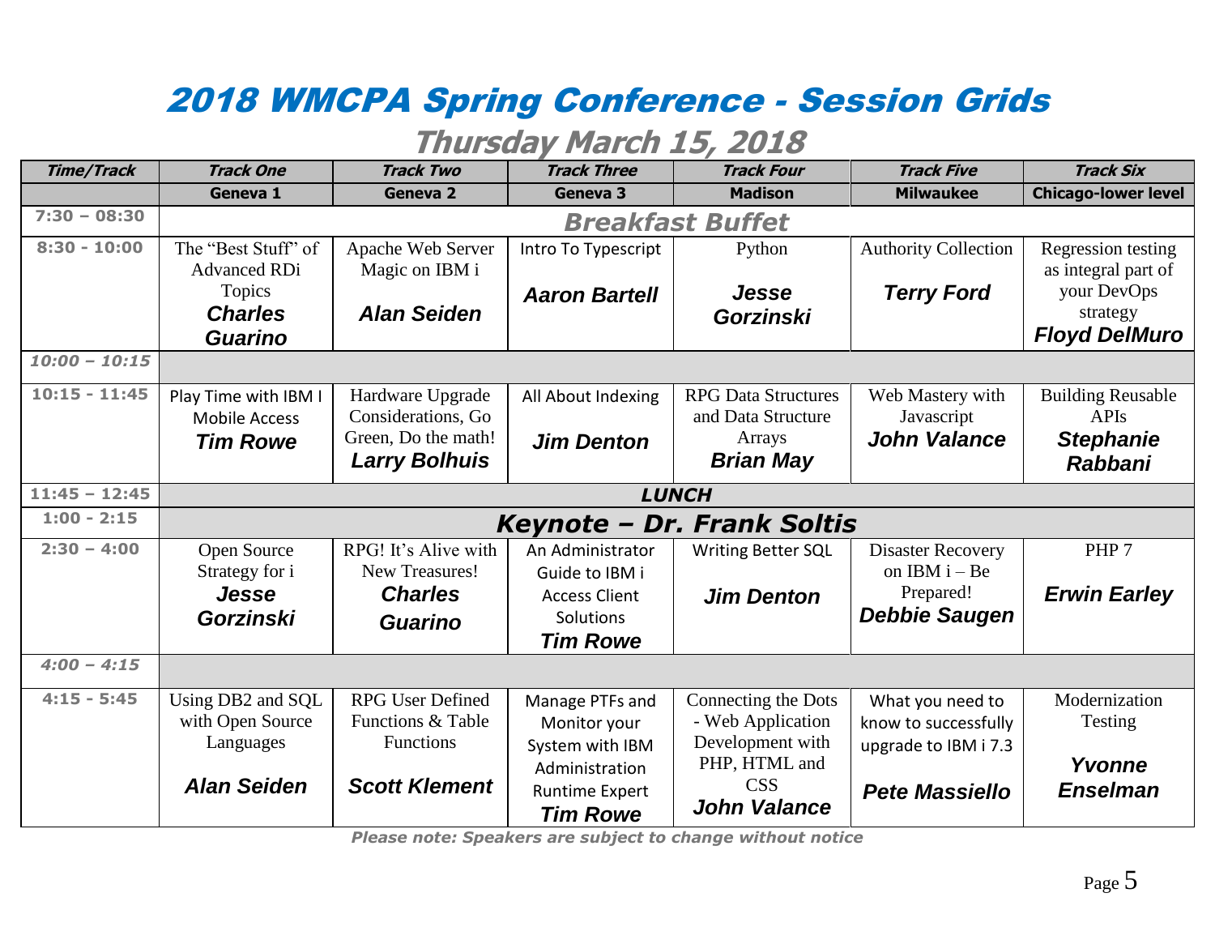# 2018 WMCPA Spring Conference - Session Grids

## Thursday March 15, 2018

| *Time/Track* | *Track One* | *Track Two* | *Track Three* | *Track Four* | *Track Five* | *Track Six* |
|---|---|---|---|---|---|---|
| | **Geneva 1** | **Geneva 2** | **Geneva 3** | **Madison** | **Milwaukee** | **Chicago-lower level** |
| 7:30 – 08:30 | ***Breakfast Buffet*** | | | | | |
| 8:30 - 10:00 | The "Best Stuff" of Advanced RDi Topics ***Charles Guarino*** | Apache Web Server Magic on IBM i ***Alan Seiden*** | Intro To Typescript ***Aaron Bartell*** | Python ***Jesse Gorzinski*** | Authority Collection ***Terry Ford*** | Regression testing as integral part of your DevOps strategy ***Floyd DelMuro*** |
| *10:00 – 10:15* | | | | | | |
| 10:15 - 11:45 | Play Time with IBM I Mobile Access ***Tim Rowe*** | Hardware Upgrade Considerations, Go Green, Do the math! ***Larry Bolhuis*** | All About Indexing ***Jim Denton*** | RPG Data Structures and Data Structure Arrays ***Brian May*** | Web Mastery with Javascript ***John Valance*** | Building Reusable APIs ***Stephanie Rabbani*** |
| 11:45 – 12:45 | ***LUNCH*** | | | | | |
| 1:00 - 2:15 | ***Keynote – Dr. Frank Soltis*** | | | | | |
| 2:30 – 4:00 | Open Source Strategy for i ***Jesse Gorzinski*** | RPG! It's Alive with New Treasures! ***Charles Guarino*** | An Administrator Guide to IBM i Access Client Solutions ***Tim Rowe*** | Writing Better SQL ***Jim Denton*** | Disaster Recovery on IBM i – Be Prepared! ***Debbie Saugen*** | PHP 7 ***Erwin Earley*** |
| *4:00 – 4:15* | | | | | | |
| 4:15 - 5:45 | Using DB2 and SQL with Open Source Languages ***Alan Seiden*** | RPG User Defined Functions & Table Functions ***Scott Klement*** | Manage PTFs and Monitor your System with IBM Administration Runtime Expert ***Tim Rowe*** | Connecting the Dots - Web Application Development with PHP, HTML and CSS ***John Valance*** | What you need to know to successfully upgrade to IBM i 7.3 ***Pete Massiello*** | Modernization Testing ***Yvonne Enselman*** |

***Please note: Speakers are subject to change without notice***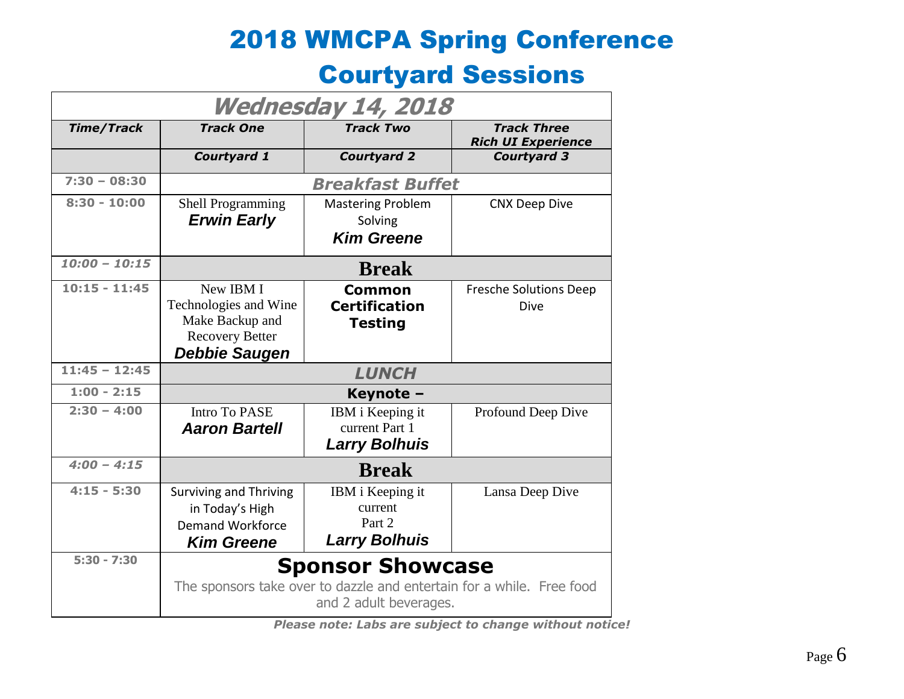# 2018 WMCPA Spring Conference

## Courtyard Sessions

| *Wednesday 14, 2018* | | | |
|---|---|---|---|
| ***Time/Track*** | ***Track One*** | ***Track Two*** | ***Track Three Rich UI Experience*** |
| | ***Courtyard 1*** | ***Courtyard 2*** | ***Courtyard 3*** |
| 7:30 – 08:30 | ***Breakfast Buffet*** | | |
| 8:30 - 10:00 | Shell Programming ***Erwin Early*** | Mastering Problem Solving ***Kim Greene*** | CNX Deep Dive |
| *10:00 – 10:15* | **Break** | | |
| 10:15 - 11:45 | New IBM I Technologies and Wine Make Backup and Recovery Better ***Debbie Saugen*** | **Common Certification Testing** | Fresche Solutions Deep Dive |
| 11:45 – 12:45 | ***LUNCH*** | | |
| 1:00 - 2:15 | **Keynote –** | | |
| 2:30 – 4:00 | Intro To PASE ***Aaron Bartell*** | IBM i Keeping it current Part 1 ***Larry Bolhuis*** | Profound Deep Dive |
| *4:00 – 4:15* | **Break** | | |
| 4:15 - 5:30 | Surviving and Thriving in Today's High Demand Workforce ***Kim Greene*** | IBM i Keeping it current Part 2 ***Larry Bolhuis*** | Lansa Deep Dive |
| 5:30 - 7:30 | **Sponsor Showcase** The sponsors take over to dazzle and entertain for a while. Free food and 2 adult beverages. | | |

***Please note: Labs are subject to change without notice!***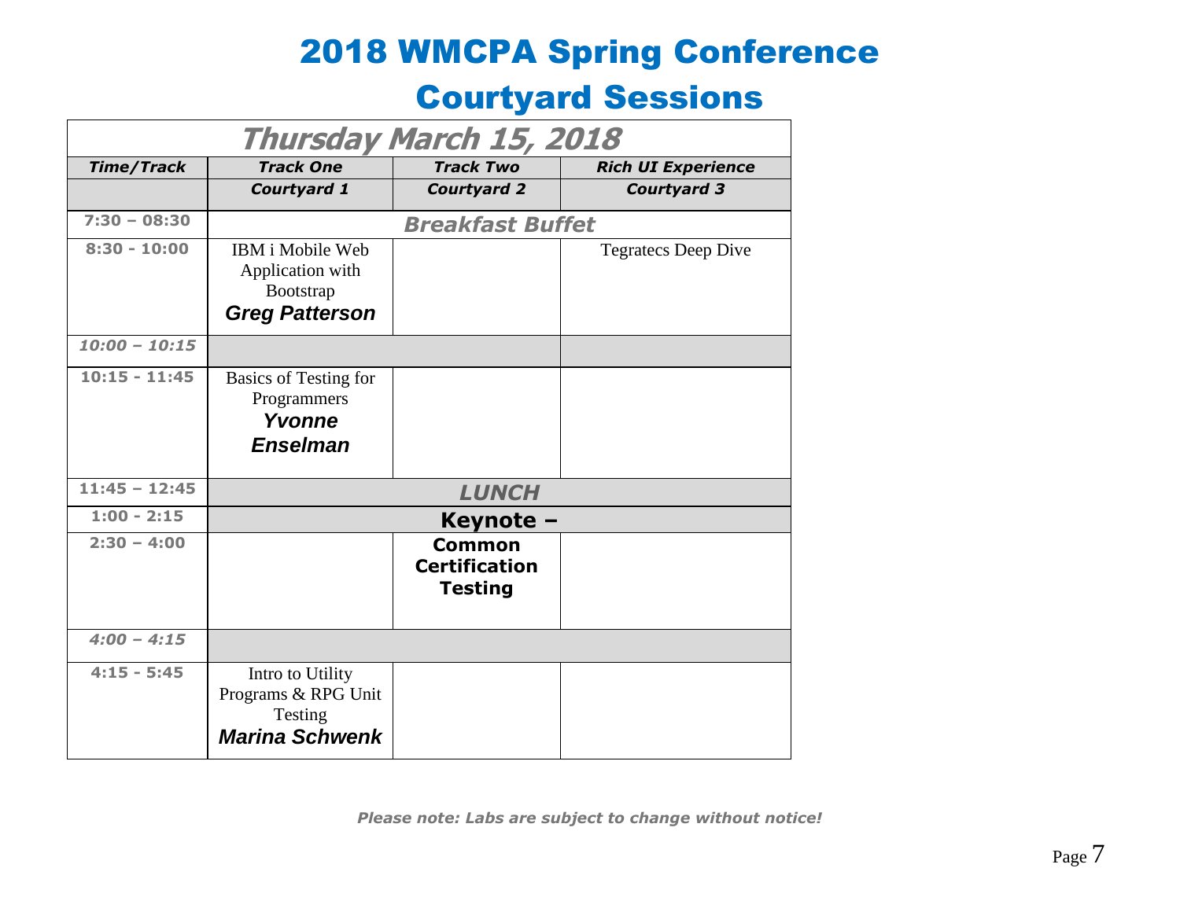# 2018 WMCPA Spring Conference

# Courtyard Sessions

| Thursday March 15, 2018 | | | |
|---|---|---|---|
| ***Time/Track*** | ***Track One*** | ***Track Two*** | ***Rich UI Experience*** |
| | ***Courtyard 1*** | ***Courtyard 2*** | ***Courtyard 3*** |
| 7:30 – 08:30 | ***Breakfast Buffet*** | | |
| 8:30 - 10:00 | IBM i Mobile Web Application with Bootstrap ***Greg Patterson*** | | Tegratecs Deep Dive |
| *10:00 – 10:15* | | | |
| 10:15 - 11:45 | Basics of Testing for Programmers ***Yvonne Enselman*** | | |
| 11:45 – 12:45 | ***LUNCH*** | | |
| 1:00 - 2:15 | **Keynote –** | | |
| 2:30 – 4:00 | | **Common Certification Testing** | |
| *4:00 – 4:15* | | | |
| 4:15 - 5:45 | Intro to Utility Programs & RPG Unit Testing ***Marina Schwenk*** | | |

***Please note: Labs are subject to change without notice!***